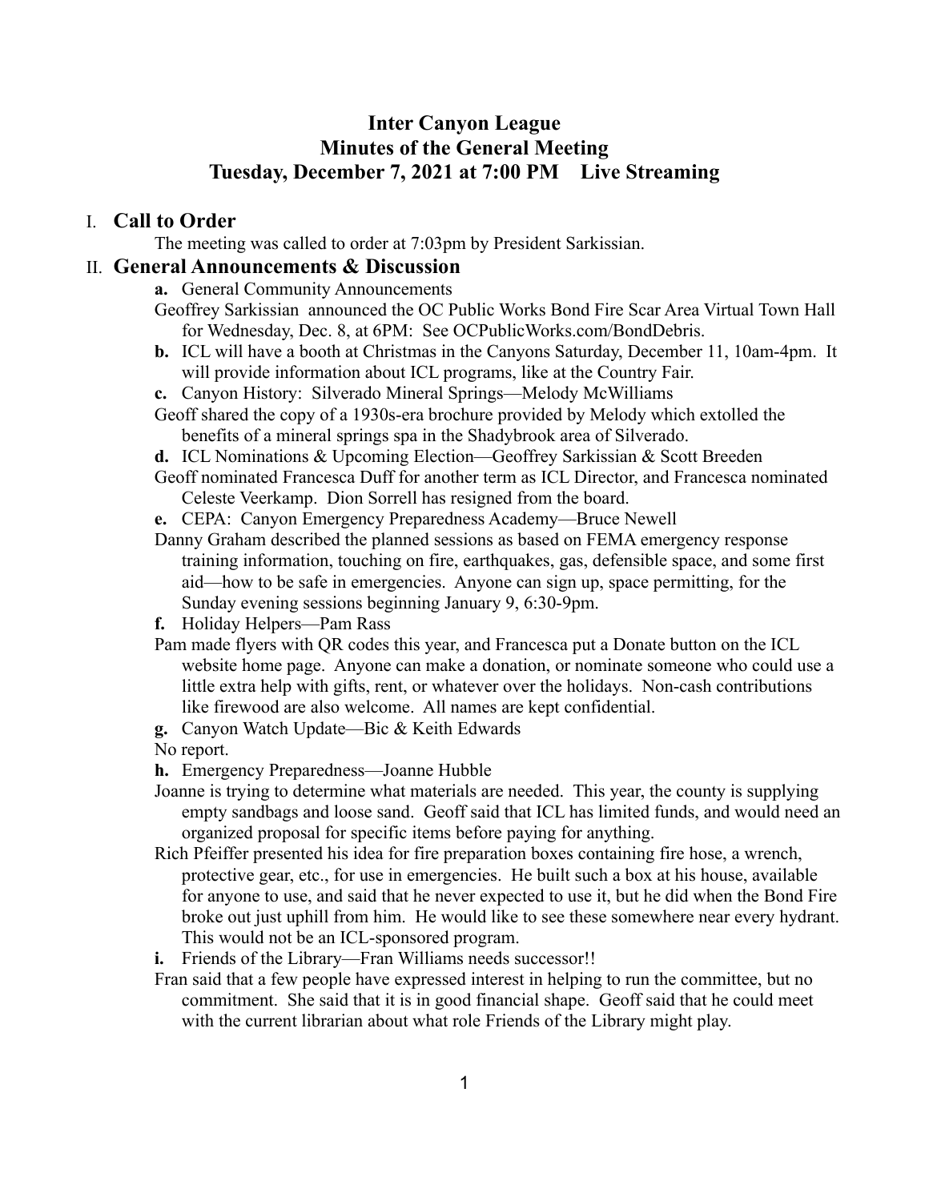# Inter Canyon League
# Minutes of the General Meeting
# Tuesday, December 7, 2021 at 7:00 PM    Live Streaming

## I. Call to Order

The meeting was called to order at 7:03pm by President Sarkissian.

## II. General Announcements & Discussion

**a.** General Community Announcements

Geoffrey Sarkissian announced the OC Public Works Bond Fire Scar Area Virtual Town Hall for Wednesday, Dec. 8, at 6PM: See OCPublicWorks.com/BondDebris.

**b.** ICL will have a booth at Christmas in the Canyons Saturday, December 11, 10am-4pm. It will provide information about ICL programs, like at the Country Fair.

**c.** Canyon History: Silverado Mineral Springs—Melody McWilliams

Geoff shared the copy of a 1930s-era brochure provided by Melody which extolled the benefits of a mineral springs spa in the Shadybrook area of Silverado.

**d.** ICL Nominations & Upcoming Election—Geoffrey Sarkissian & Scott Breeden

Geoff nominated Francesca Duff for another term as ICL Director, and Francesca nominated Celeste Veerkamp. Dion Sorrell has resigned from the board.

**e.** CEPA: Canyon Emergency Preparedness Academy—Bruce Newell

Danny Graham described the planned sessions as based on FEMA emergency response training information, touching on fire, earthquakes, gas, defensible space, and some first aid—how to be safe in emergencies. Anyone can sign up, space permitting, for the Sunday evening sessions beginning January 9, 6:30-9pm.

**f.** Holiday Helpers—Pam Rass

Pam made flyers with QR codes this year, and Francesca put a Donate button on the ICL website home page. Anyone can make a donation, or nominate someone who could use a little extra help with gifts, rent, or whatever over the holidays. Non-cash contributions like firewood are also welcome. All names are kept confidential.

**g.** Canyon Watch Update—Bic & Keith Edwards

No report.

**h.** Emergency Preparedness—Joanne Hubble

Joanne is trying to determine what materials are needed. This year, the county is supplying empty sandbags and loose sand. Geoff said that ICL has limited funds, and would need an organized proposal for specific items before paying for anything.

Rich Pfeiffer presented his idea for fire preparation boxes containing fire hose, a wrench, protective gear, etc., for use in emergencies. He built such a box at his house, available for anyone to use, and said that he never expected to use it, but he did when the Bond Fire broke out just uphill from him. He would like to see these somewhere near every hydrant. This would not be an ICL-sponsored program.

**i.** Friends of the Library—Fran Williams needs successor!!

Fran said that a few people have expressed interest in helping to run the committee, but no commitment. She said that it is in good financial shape. Geoff said that he could meet with the current librarian about what role Friends of the Library might play.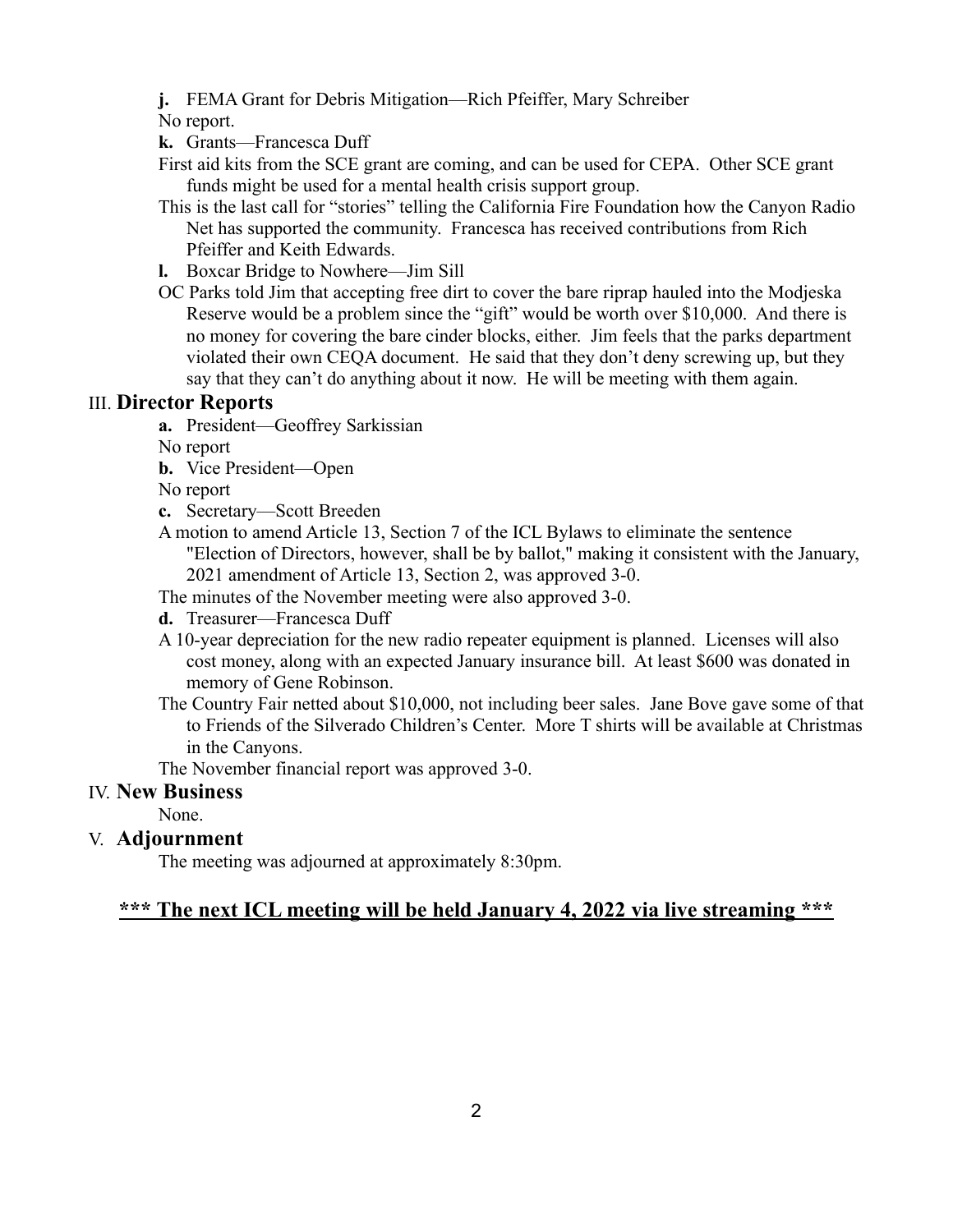**j.** FEMA Grant for Debris Mitigation—Rich Pfeiffer, Mary Schreiber

No report.

**k.** Grants—Francesca Duff

First aid kits from the SCE grant are coming, and can be used for CEPA. Other SCE grant funds might be used for a mental health crisis support group.

This is the last call for "stories" telling the California Fire Foundation how the Canyon Radio Net has supported the community. Francesca has received contributions from Rich Pfeiffer and Keith Edwards.

**l.** Boxcar Bridge to Nowhere—Jim Sill

OC Parks told Jim that accepting free dirt to cover the bare riprap hauled into the Modjeska Reserve would be a problem since the "gift" would be worth over $10,000. And there is no money for covering the bare cinder blocks, either. Jim feels that the parks department violated their own CEQA document. He said that they don't deny screwing up, but they say that they can't do anything about it now. He will be meeting with them again.

## III. Director Reports

**a.** President—Geoffrey Sarkissian

No report

**b.** Vice President—Open

No report

**c.** Secretary—Scott Breeden

A motion to amend Article 13, Section 7 of the ICL Bylaws to eliminate the sentence "Election of Directors, however, shall be by ballot," making it consistent with the January, 2021 amendment of Article 13, Section 2, was approved 3-0.

The minutes of the November meeting were also approved 3-0.

**d.** Treasurer—Francesca Duff

A 10-year depreciation for the new radio repeater equipment is planned. Licenses will also cost money, along with an expected January insurance bill. At least $600 was donated in memory of Gene Robinson.

The Country Fair netted about $10,000, not including beer sales. Jane Bove gave some of that to Friends of the Silverado Children's Center. More T shirts will be available at Christmas in the Canyons.

The November financial report was approved 3-0.

## IV. New Business

None.

## V. Adjournment

The meeting was adjourned at approximately 8:30pm.

**\*\*\* The next ICL meeting will be held January 4, 2022 via live streaming \*\*\***